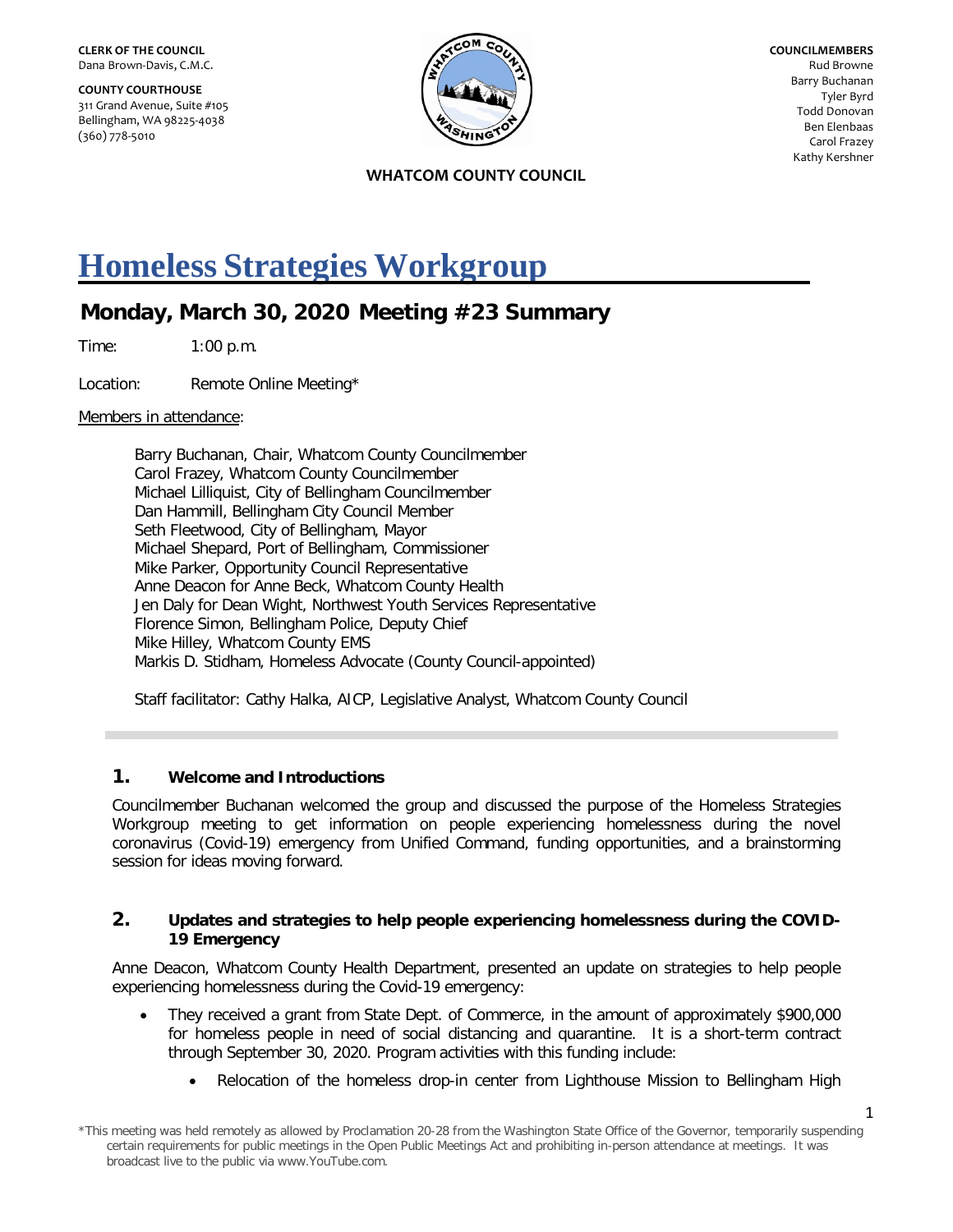**CLERK OF THE COUNCIL**
Dana Brown-Davis, C.M.C.

**COUNTY COURTHOUSE**
311 Grand Avenue, Suite #105
Bellingham, WA 98225-4038
(360) 778-5010

**COUNCILMEMBERS**
Rud Browne
Barry Buchanan
Tyler Byrd
Todd Donovan
Ben Elenbaas
Carol Frazey
Kathy Kershner

**WHATCOM COUNTY COUNCIL**

# Homeless Strategies Workgroup

## Monday, March 30, 2020 Meeting #23 Summary

Time: 1:00 p.m.

Location: Remote Online Meeting*

Members in attendance:

Barry Buchanan, Chair, Whatcom County Councilmember
Carol Frazey, Whatcom County Councilmember
Michael Lilliquist, City of Bellingham Councilmember
Dan Hammill, Bellingham City Council Member
Seth Fleetwood, City of Bellingham, Mayor
Michael Shepard, Port of Bellingham, Commissioner
Mike Parker, Opportunity Council Representative
Anne Deacon for Anne Beck, Whatcom County Health
Jen Daly for Dean Wight, Northwest Youth Services Representative
Florence Simon, Bellingham Police, Deputy Chief
Mike Hilley, Whatcom County EMS
Markis D. Stidham, Homeless Advocate (County Council-appointed)

Staff facilitator: Cathy Halka, AICP, Legislative Analyst, Whatcom County Council

---

### 1. Welcome and Introductions

Councilmember Buchanan welcomed the group and discussed the purpose of the Homeless Strategies Workgroup meeting to get information on people experiencing homelessness during the novel coronavirus (Covid-19) emergency from Unified Command, funding opportunities, and a brainstorming session for ideas moving forward.

### 2. Updates and strategies to help people experiencing homelessness during the COVID-19 Emergency

Anne Deacon, Whatcom County Health Department, presented an update on strategies to help people experiencing homelessness during the Covid-19 emergency:

- They received a grant from State Dept. of Commerce, in the amount of approximately $900,000 for homeless people in need of social distancing and quarantine. It is a short-term contract through September 30, 2020. Program activities with this funding include:
  - Relocation of the homeless drop-in center from Lighthouse Mission to Bellingham High

*This meeting was held remotely as allowed by Proclamation 20-28 from the Washington State Office of the Governor, temporarily suspending certain requirements for public meetings in the Open Public Meetings Act and prohibiting in-person attendance at meetings. It was broadcast live to the public via www.YouTube.com.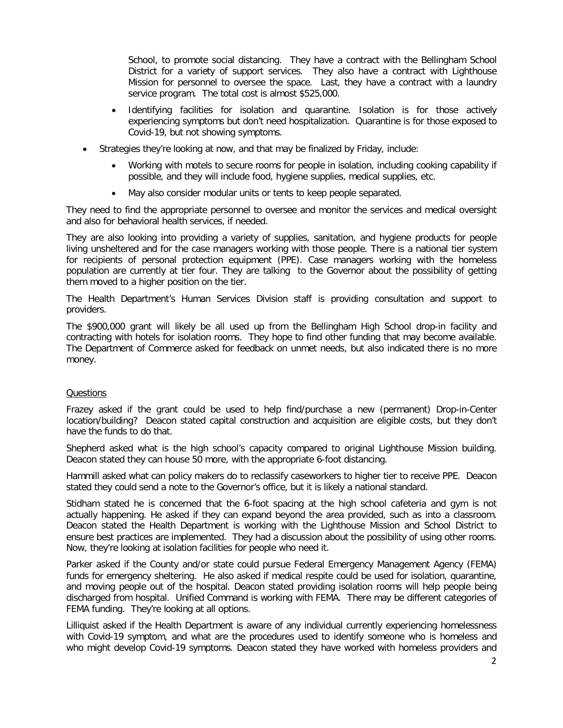School, to promote social distancing. They have a contract with the Bellingham School District for a variety of support services. They also have a contract with Lighthouse Mission for personnel to oversee the space. Last, they have a contract with a laundry service program. The total cost is almost $525,000.

- Identifying facilities for isolation and quarantine. Isolation is for those actively experiencing symptoms but don't need hospitalization. Quarantine is for those exposed to Covid-19, but not showing symptoms.

- Strategies they're looking at now, and that may be finalized by Friday, include:
  - Working with motels to secure rooms for people in isolation, including cooking capability if possible, and they will include food, hygiene supplies, medical supplies, etc.
  - May also consider modular units or tents to keep people separated.

They need to find the appropriate personnel to oversee and monitor the services and medical oversight and also for behavioral health services, if needed.

They are also looking into providing a variety of supplies, sanitation, and hygiene products for people living unsheltered and for the case managers working with those people. There is a national tier system for recipients of personal protection equipment (PPE). Case managers working with the homeless population are currently at tier four. They are talking to the Governor about the possibility of getting them moved to a higher position on the tier.

The Health Department's Human Services Division staff is providing consultation and support to providers.

The $900,000 grant will likely be all used up from the Bellingham High School drop-in facility and contracting with hotels for isolation rooms. They hope to find other funding that may become available. The Department of Commerce asked for feedback on unmet needs, but also indicated there is no more money.

<u>Questions</u>

Frazey asked if the grant could be used to help find/purchase a new (permanent) Drop-in-Center location/building? Deacon stated capital construction and acquisition are eligible costs, but they don't have the funds to do that.

Shepherd asked what is the high school's capacity compared to original Lighthouse Mission building. Deacon stated they can house 50 more, with the appropriate 6-foot distancing.

Hammill asked what can policy makers do to reclassify caseworkers to higher tier to receive PPE. Deacon stated they could send a note to the Governor's office, but it is likely a national standard.

Stidham stated he is concerned that the 6-foot spacing at the high school cafeteria and gym is not actually happening. He asked if they can expand beyond the area provided, such as into a classroom. Deacon stated the Health Department is working with the Lighthouse Mission and School District to ensure best practices are implemented. They had a discussion about the possibility of using other rooms. Now, they're looking at isolation facilities for people who need it.

Parker asked if the County and/or state could pursue Federal Emergency Management Agency (FEMA) funds for emergency sheltering. He also asked if medical respite could be used for isolation, quarantine, and moving people out of the hospital. Deacon stated providing isolation rooms will help people being discharged from hospital. Unified Command is working with FEMA. There may be different categories of FEMA funding. They're looking at all options.

Lilliquist asked if the Health Department is aware of any individual currently experiencing homelessness with Covid-19 symptom, and what are the procedures used to identify someone who is homeless and who might develop Covid-19 symptoms. Deacon stated they have worked with homeless providers and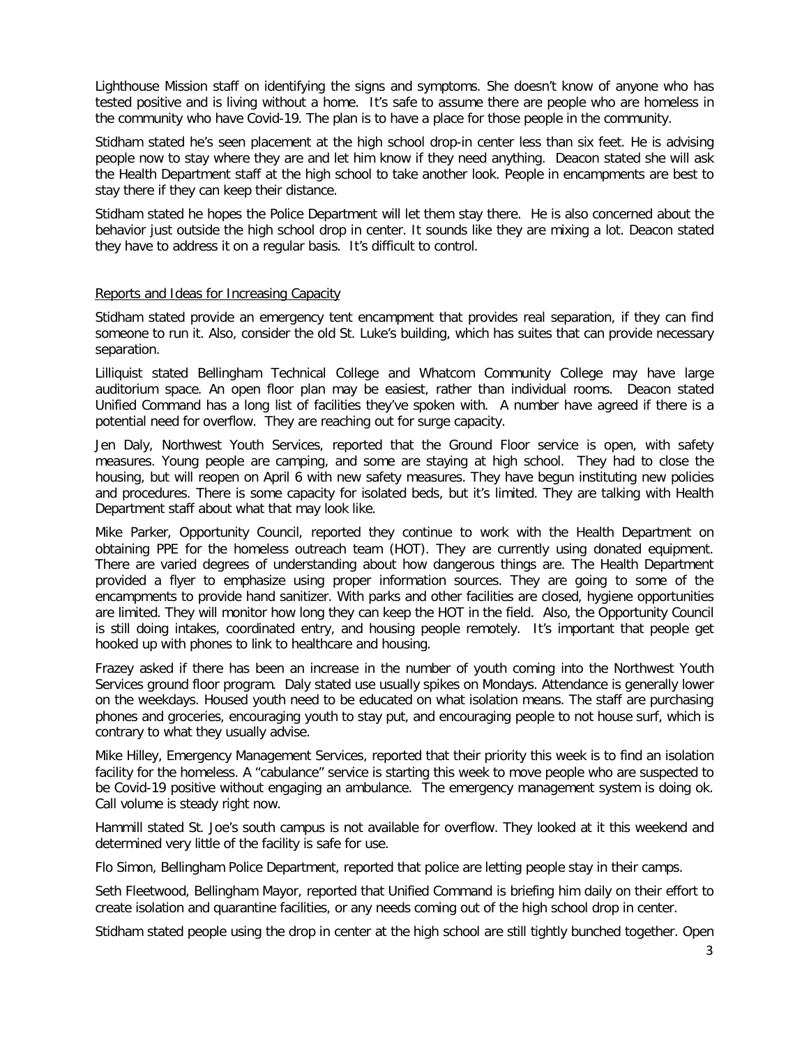Lighthouse Mission staff on identifying the signs and symptoms. She doesn't know of anyone who has tested positive and is living without a home. It's safe to assume there are people who are homeless in the community who have Covid-19. The plan is to have a place for those people in the community.

Stidham stated he's seen placement at the high school drop-in center less than six feet. He is advising people now to stay where they are and let him know if they need anything. Deacon stated she will ask the Health Department staff at the high school to take another look. People in encampments are best to stay there if they can keep their distance.

Stidham stated he hopes the Police Department will let them stay there. He is also concerned about the behavior just outside the high school drop in center. It sounds like they are mixing a lot. Deacon stated they have to address it on a regular basis. It's difficult to control.

Reports and Ideas for Increasing Capacity

Stidham stated provide an emergency tent encampment that provides real separation, if they can find someone to run it. Also, consider the old St. Luke's building, which has suites that can provide necessary separation.

Lilliquist stated Bellingham Technical College and Whatcom Community College may have large auditorium space. An open floor plan may be easiest, rather than individual rooms. Deacon stated Unified Command has a long list of facilities they've spoken with. A number have agreed if there is a potential need for overflow. They are reaching out for surge capacity.

Jen Daly, Northwest Youth Services, reported that the Ground Floor service is open, with safety measures. Young people are camping, and some are staying at high school. They had to close the housing, but will reopen on April 6 with new safety measures. They have begun instituting new policies and procedures. There is some capacity for isolated beds, but it's limited. They are talking with Health Department staff about what that may look like.

Mike Parker, Opportunity Council, reported they continue to work with the Health Department on obtaining PPE for the homeless outreach team (HOT). They are currently using donated equipment. There are varied degrees of understanding about how dangerous things are. The Health Department provided a flyer to emphasize using proper information sources. They are going to some of the encampments to provide hand sanitizer. With parks and other facilities are closed, hygiene opportunities are limited. They will monitor how long they can keep the HOT in the field. Also, the Opportunity Council is still doing intakes, coordinated entry, and housing people remotely. It's important that people get hooked up with phones to link to healthcare and housing.

Frazey asked if there has been an increase in the number of youth coming into the Northwest Youth Services ground floor program. Daly stated use usually spikes on Mondays. Attendance is generally lower on the weekdays. Housed youth need to be educated on what isolation means. The staff are purchasing phones and groceries, encouraging youth to stay put, and encouraging people to not house surf, which is contrary to what they usually advise.

Mike Hilley, Emergency Management Services, reported that their priority this week is to find an isolation facility for the homeless. A "cabulance" service is starting this week to move people who are suspected to be Covid-19 positive without engaging an ambulance. The emergency management system is doing ok. Call volume is steady right now.

Hammill stated St. Joe's south campus is not available for overflow. They looked at it this weekend and determined very little of the facility is safe for use.

Flo Simon, Bellingham Police Department, reported that police are letting people stay in their camps.

Seth Fleetwood, Bellingham Mayor, reported that Unified Command is briefing him daily on their effort to create isolation and quarantine facilities, or any needs coming out of the high school drop in center.

Stidham stated people using the drop in center at the high school are still tightly bunched together. Open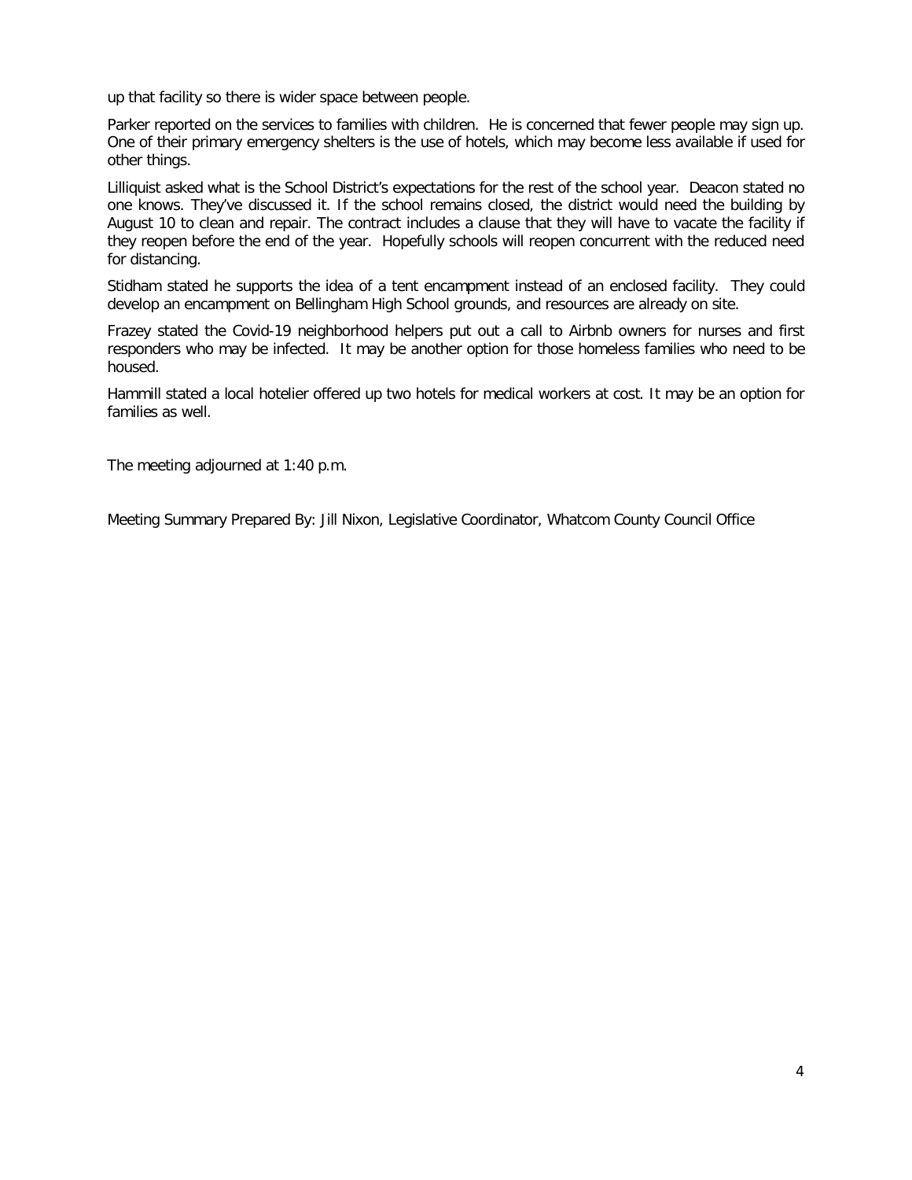up that facility so there is wider space between people.

Parker reported on the services to families with children. He is concerned that fewer people may sign up. One of their primary emergency shelters is the use of hotels, which may become less available if used for other things.

Lilliquist asked what is the School District's expectations for the rest of the school year. Deacon stated no one knows. They've discussed it. If the school remains closed, the district would need the building by August 10 to clean and repair. The contract includes a clause that they will have to vacate the facility if they reopen before the end of the year. Hopefully schools will reopen concurrent with the reduced need for distancing.

Stidham stated he supports the idea of a tent encampment instead of an enclosed facility. They could develop an encampment on Bellingham High School grounds, and resources are already on site.

Frazey stated the Covid-19 neighborhood helpers put out a call to Airbnb owners for nurses and first responders who may be infected. It may be another option for those homeless families who need to be housed.

Hammill stated a local hotelier offered up two hotels for medical workers at cost. It may be an option for families as well.

The meeting adjourned at 1:40 p.m.

Meeting Summary Prepared By: Jill Nixon, Legislative Coordinator, Whatcom County Council Office